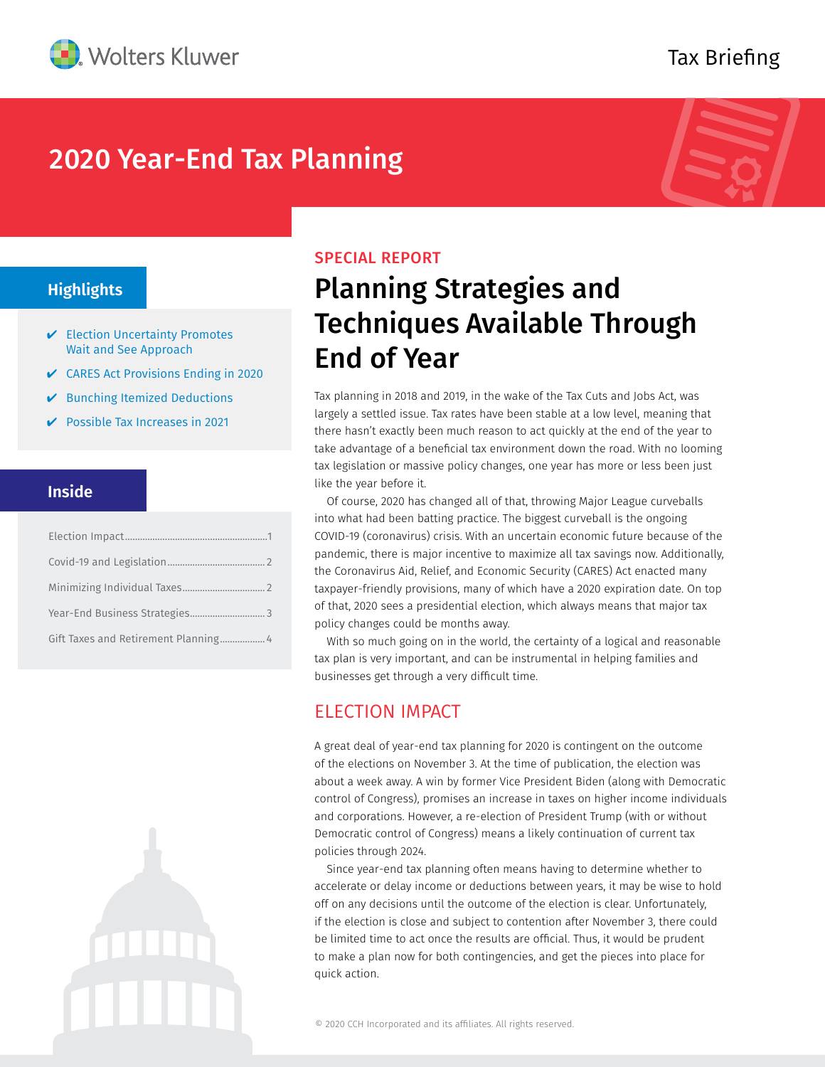Wolters Kluwer

Tax Briefing

# 2020 Year-End Tax Planning

## Highlights

- ✔ Election Uncertainty Promotes Wait and See Approach
- ✔ CARES Act Provisions Ending in 2020
- ✔ Bunching Itemized Deductions
- ✔ Possible Tax Increases in 2021

## Inside

| | |
|---|---|
| Election Impact | 1 |
| Covid-19 and Legislation | 2 |
| Minimizing Individual Taxes | 2 |
| Year-End Business Strategies | 3 |
| Gift Taxes and Retirement Planning | 4 |

SPECIAL REPORT

# Planning Strategies and Techniques Available Through End of Year

Tax planning in 2018 and 2019, in the wake of the Tax Cuts and Jobs Act, was largely a settled issue. Tax rates have been stable at a low level, meaning that there hasn't exactly been much reason to act quickly at the end of the year to take advantage of a beneficial tax environment down the road. With no looming tax legislation or massive policy changes, one year has more or less been just like the year before it.

Of course, 2020 has changed all of that, throwing Major League curveballs into what had been batting practice. The biggest curveball is the ongoing COVID-19 (coronavirus) crisis. With an uncertain economic future because of the pandemic, there is major incentive to maximize all tax savings now. Additionally, the Coronavirus Aid, Relief, and Economic Security (CARES) Act enacted many taxpayer-friendly provisions, many of which have a 2020 expiration date. On top of that, 2020 sees a presidential election, which always means that major tax policy changes could be months away.

With so much going on in the world, the certainty of a logical and reasonable tax plan is very important, and can be instrumental in helping families and businesses get through a very difficult time.

## ELECTION IMPACT

A great deal of year-end tax planning for 2020 is contingent on the outcome of the elections on November 3. At the time of publication, the election was about a week away. A win by former Vice President Biden (along with Democratic control of Congress), promises an increase in taxes on higher income individuals and corporations. However, a re-election of President Trump (with or without Democratic control of Congress) means a likely continuation of current tax policies through 2024.

Since year-end tax planning often means having to determine whether to accelerate or delay income or deductions between years, it may be wise to hold off on any decisions until the outcome of the election is clear. Unfortunately, if the election is close and subject to contention after November 3, there could be limited time to act once the results are official. Thus, it would be prudent to make a plan now for both contingencies, and get the pieces into place for quick action.

© 2020 CCH Incorporated and its affiliates. All rights reserved.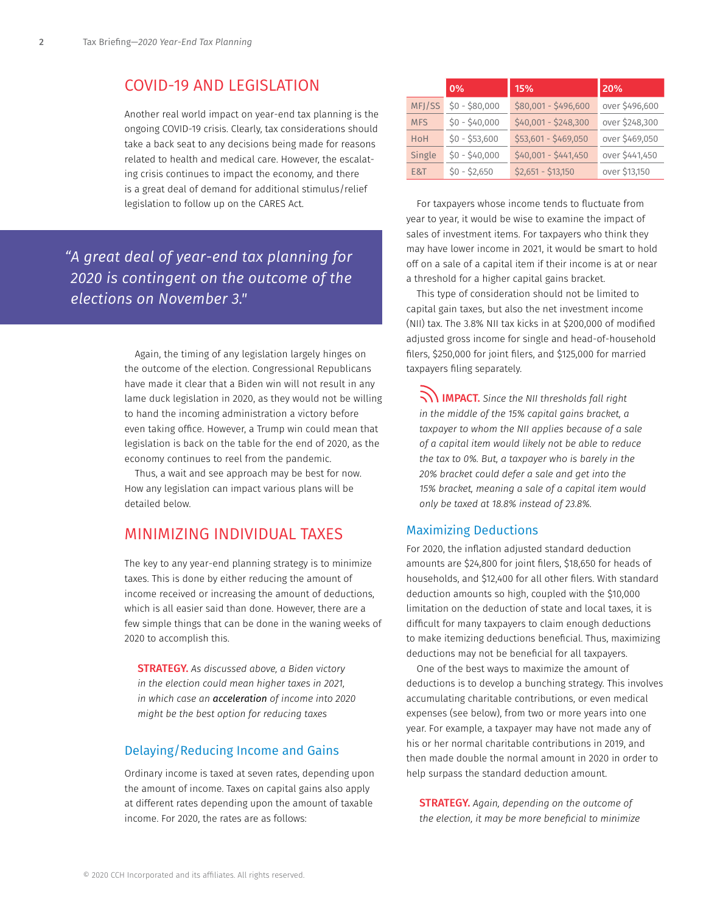## COVID-19 AND LEGISLATION

Another real world impact on year-end tax planning is the ongoing COVID-19 crisis. Clearly, tax considerations should take a back seat to any decisions being made for reasons related to health and medical care. However, the escalating crisis continues to impact the economy, and there is a great deal of demand for additional stimulus/relief legislation to follow up on the CARES Act.

> *"A great deal of year-end tax planning for 2020 is contingent on the outcome of the elections on November 3."*

Again, the timing of any legislation largely hinges on the outcome of the election. Congressional Republicans have made it clear that a Biden win will not result in any lame duck legislation in 2020, as they would not be willing to hand the incoming administration a victory before even taking office. However, a Trump win could mean that legislation is back on the table for the end of 2020, as the economy continues to reel from the pandemic.

Thus, a wait and see approach may be best for now. How any legislation can impact various plans will be detailed below.

## MINIMIZING INDIVIDUAL TAXES

The key to any year-end planning strategy is to minimize taxes. This is done by either reducing the amount of income received or increasing the amount of deductions, which is all easier said than done. However, there are a few simple things that can be done in the waning weeks of 2020 to accomplish this.

**STRATEGY.** *As discussed above, a Biden victory in the election could mean higher taxes in 2021, in which case an* ***acceleration*** *of income into 2020 might be the best option for reducing taxes*

### Delaying/Reducing Income and Gains

Ordinary income is taxed at seven rates, depending upon the amount of income. Taxes on capital gains also apply at different rates depending upon the amount of taxable income. For 2020, the rates are as follows:

| | 0% | 15% | 20% |
|---|---|---|---|
| MFJ/SS | $0 - $80,000 | $80,001 - $496,600 | over $496,600 |
| MFS | $0 - $40,000 | $40,001 - $248,300 | over $248,300 |
| HoH | $0 - $53,600 | $53,601 - $469,050 | over $469,050 |
| Single | $0 - $40,000 | $40,001 - $441,450 | over $441,450 |
| E&T | $0 - $2,650 | $2,651 - $13,150 | over $13,150 |

For taxpayers whose income tends to fluctuate from year to year, it would be wise to examine the impact of sales of investment items. For taxpayers who think they may have lower income in 2021, it would be smart to hold off on a sale of a capital item if their income is at or near a threshold for a higher capital gains bracket.

This type of consideration should not be limited to capital gain taxes, but also the net investment income (NII) tax. The 3.8% NII tax kicks in at $200,000 of modified adjusted gross income for single and head-of-household filers, $250,000 for joint filers, and $125,000 for married taxpayers filing separately.

**IMPACT.** *Since the NII thresholds fall right in the middle of the 15% capital gains bracket, a taxpayer to whom the NII applies because of a sale of a capital item would likely not be able to reduce the tax to 0%. But, a taxpayer who is barely in the 20% bracket could defer a sale and get into the 15% bracket, meaning a sale of a capital item would only be taxed at 18.8% instead of 23.8%.*

### Maximizing Deductions

For 2020, the inflation adjusted standard deduction amounts are $24,800 for joint filers, $18,650 for heads of households, and $12,400 for all other filers. With standard deduction amounts so high, coupled with the $10,000 limitation on the deduction of state and local taxes, it is difficult for many taxpayers to claim enough deductions to make itemizing deductions beneficial. Thus, maximizing deductions may not be beneficial for all taxpayers.

One of the best ways to maximize the amount of deductions is to develop a bunching strategy. This involves accumulating charitable contributions, or even medical expenses (see below), from two or more years into one year. For example, a taxpayer may have not made any of his or her normal charitable contributions in 2019, and then made double the normal amount in 2020 in order to help surpass the standard deduction amount.

**STRATEGY.** *Again, depending on the outcome of the election, it may be more beneficial to minimize*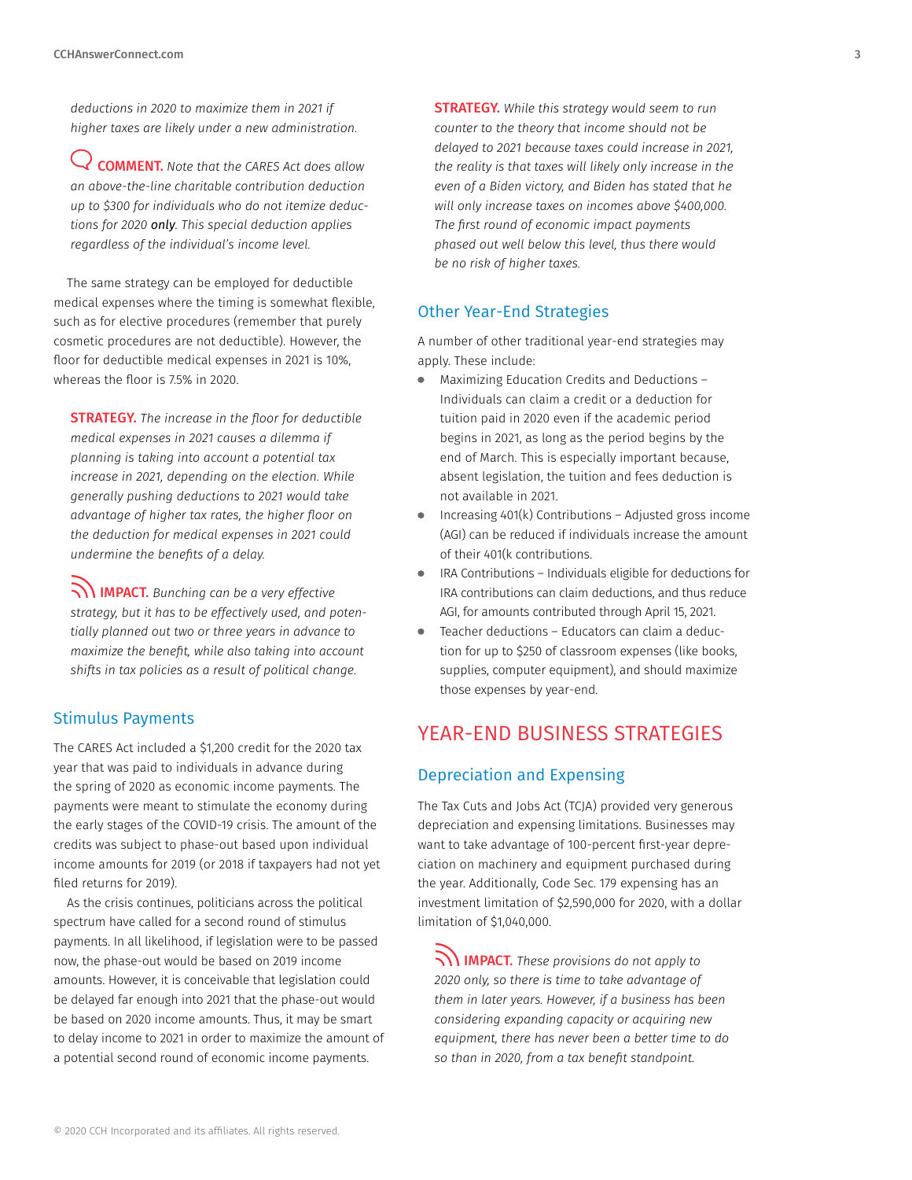*deductions in 2020 to maximize them in 2021 if higher taxes are likely under a new administration.*

**COMMENT.** *Note that the CARES Act does allow an above-the-line charitable contribution deduction up to $300 for individuals who do not itemize deductions for 2020* ***only****. This special deduction applies regardless of the individual's income level.*

The same strategy can be employed for deductible medical expenses where the timing is somewhat flexible, such as for elective procedures (remember that purely cosmetic procedures are not deductible). However, the floor for deductible medical expenses in 2021 is 10%, whereas the floor is 7.5% in 2020.

**STRATEGY.** *The increase in the floor for deductible medical expenses in 2021 causes a dilemma if planning is taking into account a potential tax increase in 2021, depending on the election. While generally pushing deductions to 2021 would take advantage of higher tax rates, the higher floor on the deduction for medical expenses in 2021 could undermine the benefits of a delay.*

**IMPACT.** *Bunching can be a very effective strategy, but it has to be effectively used, and potentially planned out two or three years in advance to maximize the benefit, while also taking into account shifts in tax policies as a result of political change.*

## Stimulus Payments

The CARES Act included a $1,200 credit for the 2020 tax year that was paid to individuals in advance during the spring of 2020 as economic income payments. The payments were meant to stimulate the economy during the early stages of the COVID-19 crisis. The amount of the credits was subject to phase-out based upon individual income amounts for 2019 (or 2018 if taxpayers had not yet filed returns for 2019).

As the crisis continues, politicians across the political spectrum have called for a second round of stimulus payments. In all likelihood, if legislation were to be passed now, the phase-out would be based on 2019 income amounts. However, it is conceivable that legislation could be delayed far enough into 2021 that the phase-out would be based on 2020 income amounts. Thus, it may be smart to delay income to 2021 in order to maximize the amount of a potential second round of economic income payments.

**STRATEGY.** *While this strategy would seem to run counter to the theory that income should not be delayed to 2021 because taxes could increase in 2021, the reality is that taxes will likely only increase in the even of a Biden victory, and Biden has stated that he will only increase taxes on incomes above $400,000. The first round of economic impact payments phased out well below this level, thus there would be no risk of higher taxes.*

## Other Year-End Strategies

A number of other traditional year-end strategies may apply. These include:

- Maximizing Education Credits and Deductions – Individuals can claim a credit or a deduction for tuition paid in 2020 even if the academic period begins in 2021, as long as the period begins by the end of March. This is especially important because, absent legislation, the tuition and fees deduction is not available in 2021.
- Increasing 401(k) Contributions – Adjusted gross income (AGI) can be reduced if individuals increase the amount of their 401(k contributions.
- IRA Contributions – Individuals eligible for deductions for IRA contributions can claim deductions, and thus reduce AGI, for amounts contributed through April 15, 2021.
- Teacher deductions – Educators can claim a deduction for up to $250 of classroom expenses (like books, supplies, computer equipment), and should maximize those expenses by year-end.

# YEAR-END BUSINESS STRATEGIES

## Depreciation and Expensing

The Tax Cuts and Jobs Act (TCJA) provided very generous depreciation and expensing limitations. Businesses may want to take advantage of 100-percent first-year depreciation on machinery and equipment purchased during the year. Additionally, Code Sec. 179 expensing has an investment limitation of $2,590,000 for 2020, with a dollar limitation of $1,040,000.

**IMPACT.** *These provisions do not apply to 2020 only, so there is time to take advantage of them in later years. However, if a business has been considering expanding capacity or acquiring new equipment, there has never been a better time to do so than in 2020, from a tax benefit standpoint.*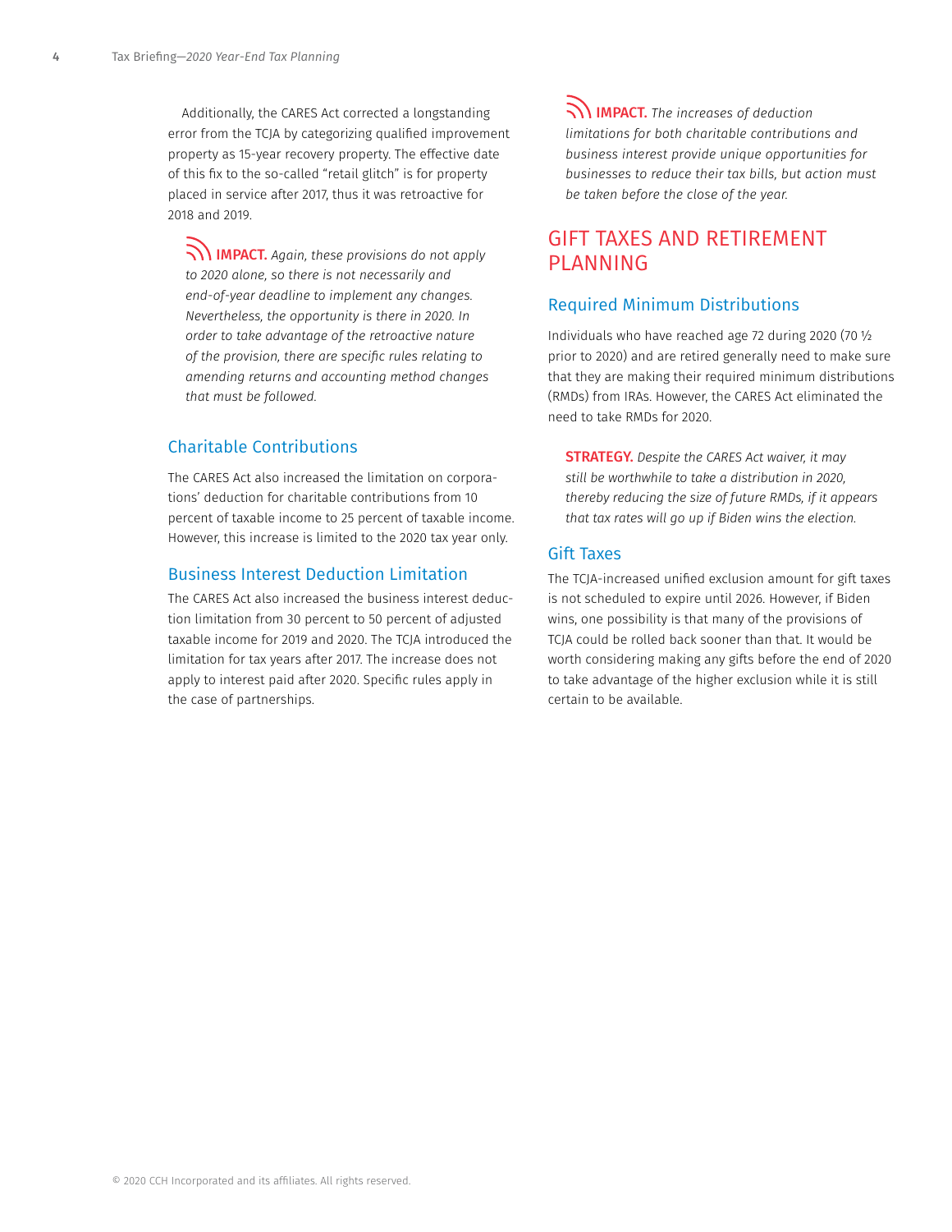Additionally, the CARES Act corrected a longstanding error from the TCJA by categorizing qualified improvement property as 15-year recovery property. The effective date of this fix to the so-called "retail glitch" is for property placed in service after 2017, thus it was retroactive for 2018 and 2019.

> **IMPACT.** *Again, these provisions do not apply to 2020 alone, so there is not necessarily and end-of-year deadline to implement any changes. Nevertheless, the opportunity is there in 2020. In order to take advantage of the retroactive nature of the provision, there are specific rules relating to amending returns and accounting method changes that must be followed.*

### Charitable Contributions

The CARES Act also increased the limitation on corporations' deduction for charitable contributions from 10 percent of taxable income to 25 percent of taxable income. However, this increase is limited to the 2020 tax year only.

### Business Interest Deduction Limitation

The CARES Act also increased the business interest deduction limitation from 30 percent to 50 percent of adjusted taxable income for 2019 and 2020. The TCJA introduced the limitation for tax years after 2017. The increase does not apply to interest paid after 2020. Specific rules apply in the case of partnerships.

> **IMPACT.** *The increases of deduction limitations for both charitable contributions and business interest provide unique opportunities for businesses to reduce their tax bills, but action must be taken before the close of the year.*

## GIFT TAXES AND RETIREMENT PLANNING

### Required Minimum Distributions

Individuals who have reached age 72 during 2020 (70 ½ prior to 2020) and are retired generally need to make sure that they are making their required minimum distributions (RMDs) from IRAs. However, the CARES Act eliminated the need to take RMDs for 2020.

> **STRATEGY.** *Despite the CARES Act waiver, it may still be worthwhile to take a distribution in 2020, thereby reducing the size of future RMDs, if it appears that tax rates will go up if Biden wins the election.*

### Gift Taxes

The TCJA-increased unified exclusion amount for gift taxes is not scheduled to expire until 2026. However, if Biden wins, one possibility is that many of the provisions of TCJA could be rolled back sooner than that. It would be worth considering making any gifts before the end of 2020 to take advantage of the higher exclusion while it is still certain to be available.